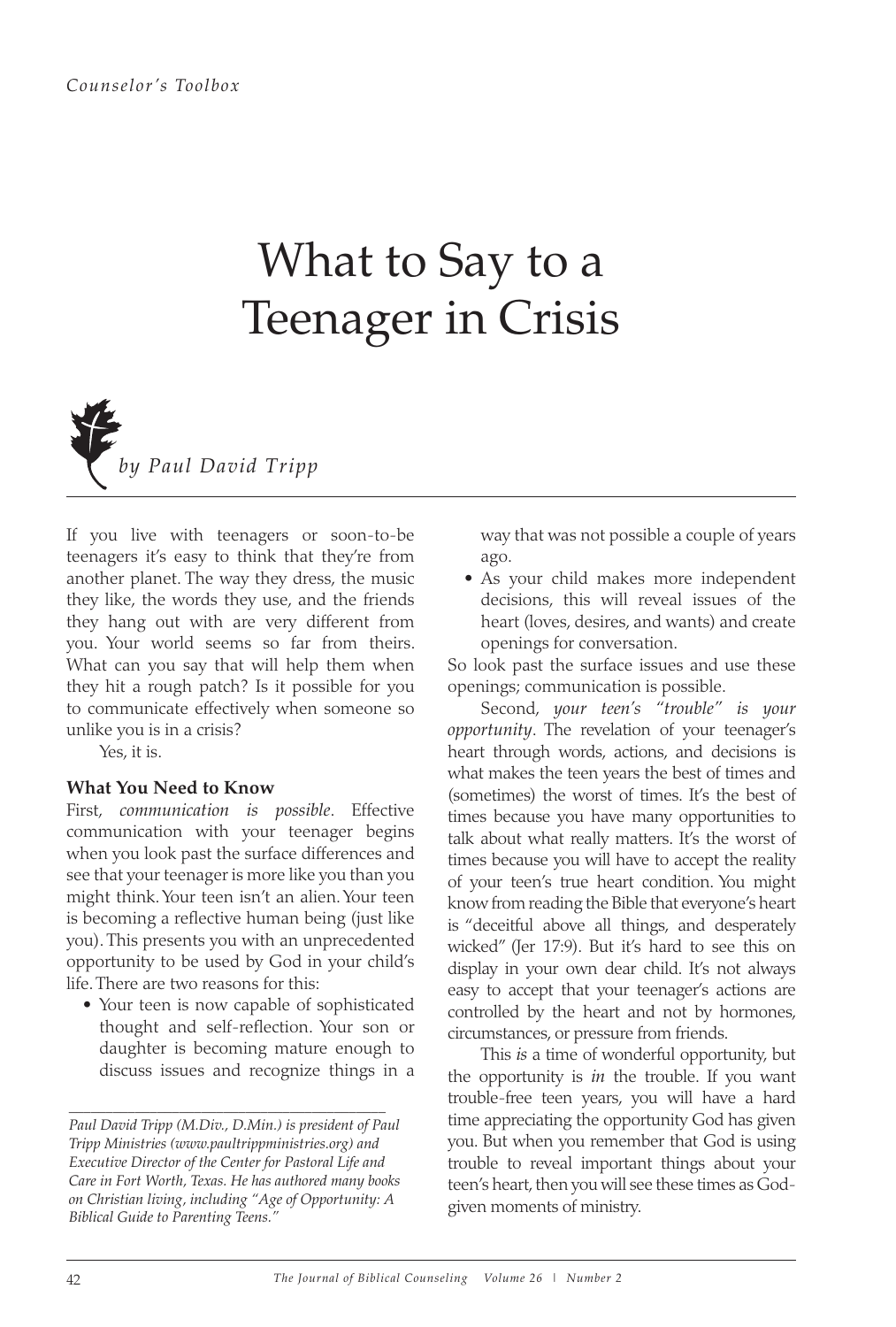Counselor's Toolbox

# What to Say to a Teenager in Crisis

*by Paul David Tripp*

If you live with teenagers or soon-to-be teenagers it's easy to think that they're from another planet. The way they dress, the music they like, the words they use, and the friends they hang out with are very different from you. Your world seems so far from theirs. What can you say that will help them when they hit a rough patch? Is it possible for you to communicate effectively when someone so unlike you is in a crisis?

Yes, it is.

### What You Need to Know

First, *communication is possible*. Effective communication with your teenager begins when you look past the surface differences and see that your teenager is more like you than you might think. Your teen isn't an alien. Your teen is becoming a reflective human being (just like you). This presents you with an unprecedented opportunity to be used by God in your child's life. There are two reasons for this:

- Your teen is now capable of sophisticated thought and self-reflection. Your son or daughter is becoming mature enough to discuss issues and recognize things in a way that was not possible a couple of years ago.
- As your child makes more independent decisions, this will reveal issues of the heart (loves, desires, and wants) and create openings for conversation.

So look past the surface issues and use these openings; communication is possible.

Second, *your teen's "trouble" is your opportunity*. The revelation of your teenager's heart through words, actions, and decisions is what makes the teen years the best of times and (sometimes) the worst of times. It's the best of times because you have many opportunities to talk about what really matters. It's the worst of times because you will have to accept the reality of your teen's true heart condition. You might know from reading the Bible that everyone's heart is "deceitful above all things, and desperately wicked" (Jer 17:9). But it's hard to see this on display in your own dear child. It's not always easy to accept that your teenager's actions are controlled by the heart and not by hormones, circumstances, or pressure from friends.

This *is* a time of wonderful opportunity, but the opportunity is *in* the trouble. If you want trouble-free teen years, you will have a hard time appreciating the opportunity God has given you. But when you remember that God is using trouble to reveal important things about your teen's heart, then you will see these times as God-given moments of ministry.

---

*Paul David Tripp (M.Div., D.Min.) is president of Paul Tripp Ministries (www.paultrippministries.org) and Executive Director of the Center for Pastoral Life and Care in Fort Worth, Texas. He has authored many books on Christian living, including "Age of Opportunity: A Biblical Guide to Parenting Teens."*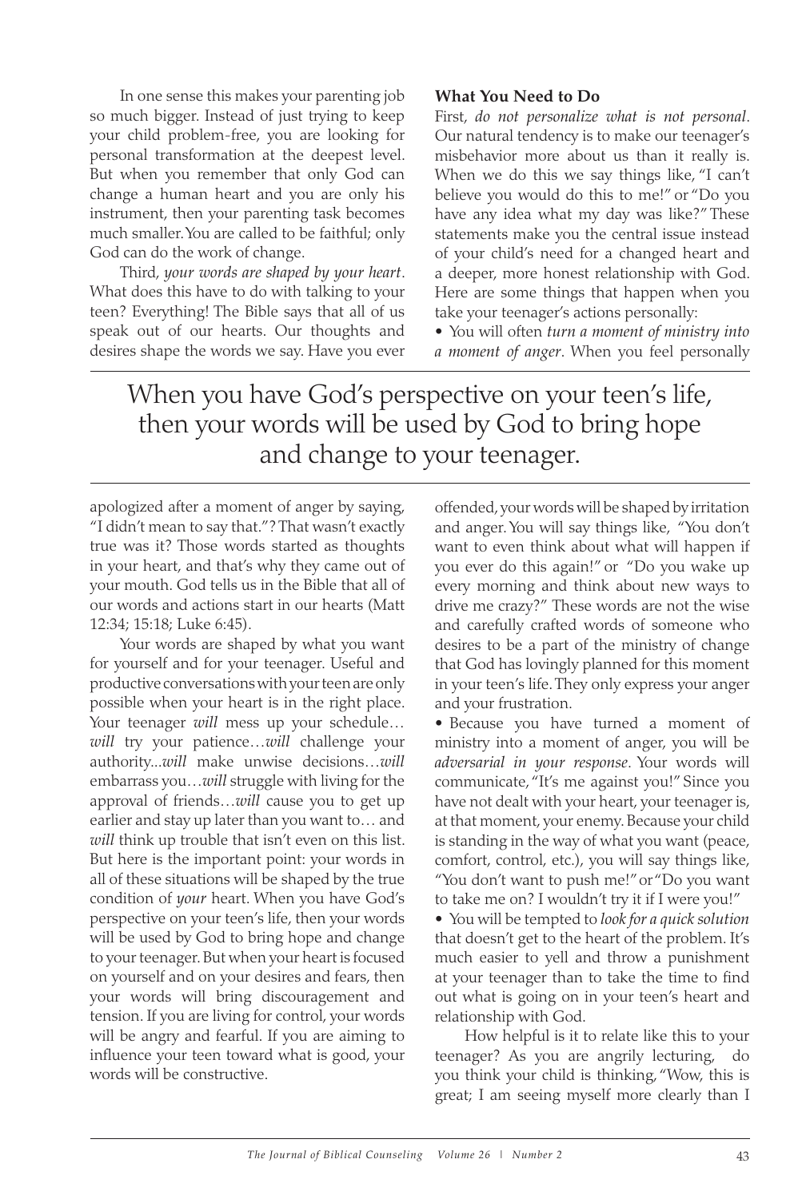In one sense this makes your parenting job so much bigger. Instead of just trying to keep your child problem-free, you are looking for personal transformation at the deepest level. But when you remember that only God can change a human heart and you are only his instrument, then your parenting task becomes much smaller. You are called to be faithful; only God can do the work of change.

Third, *your words are shaped by your heart*. What does this have to do with talking to your teen? Everything! The Bible says that all of us speak out of our hearts. Our thoughts and desires shape the words we say. Have you ever apologized after a moment of anger by saying, "I didn't mean to say that."? That wasn't exactly true was it? Those words started as thoughts in your heart, and that's why they came out of your mouth. God tells us in the Bible that all of our words and actions start in our hearts (Matt 12:34; 15:18; Luke 6:45).

Your words are shaped by what you want for yourself and for your teenager. Useful and productive conversations with your teen are only possible when your heart is in the right place. Your teenager *will* mess up your schedule…*will* try your patience…*will* challenge your authority...*will* make unwise decisions…*will* embarrass you…*will* struggle with living for the approval of friends…*will* cause you to get up earlier and stay up later than you want to… and *will* think up trouble that isn't even on this list. But here is the important point: your words in all of these situations will be shaped by the true condition of *your* heart. When you have God's perspective on your teen's life, then your words will be used by God to bring hope and change to your teenager. But when your heart is focused on yourself and on your desires and fears, then your words will bring discouragement and tension. If you are living for control, your words will be angry and fearful. If you are aiming to influence your teen toward what is good, your words will be constructive.

> When you have God's perspective on your teen's life, then your words will be used by God to bring hope and change to your teenager.

**What You Need to Do**

First, *do not personalize what is not personal*. Our natural tendency is to make our teenager's misbehavior more about us than it really is. When we do this we say things like, "I can't believe you would do this to me!" or "Do you have any idea what my day was like?" These statements make you the central issue instead of your child's need for a changed heart and a deeper, more honest relationship with God. Here are some things that happen when you take your teenager's actions personally:

- You will often *turn a moment of ministry into a moment of anger*. When you feel personally offended, your words will be shaped by irritation and anger. You will say things like, "You don't want to even think about what will happen if you ever do this again!" or "Do you wake up every morning and think about new ways to drive me crazy?" These words are not the wise and carefully crafted words of someone who desires to be a part of the ministry of change that God has lovingly planned for this moment in your teen's life. They only express your anger and your frustration.
- Because you have turned a moment of ministry into a moment of anger, you will be *adversarial in your response*. Your words will communicate, "It's me against you!" Since you have not dealt with your heart, your teenager is, at that moment, your enemy. Because your child is standing in the way of what you want (peace, comfort, control, etc.), you will say things like, "You don't want to push me!" or "Do you want to take me on? I wouldn't try it if I were you!"
- You will be tempted to *look for a quick solution* that doesn't get to the heart of the problem. It's much easier to yell and throw a punishment at your teenager than to take the time to find out what is going on in your teen's heart and relationship with God.

How helpful is it to relate like this to your teenager? As you are angrily lecturing, do you think your child is thinking, "Wow, this is great; I am seeing myself more clearly than I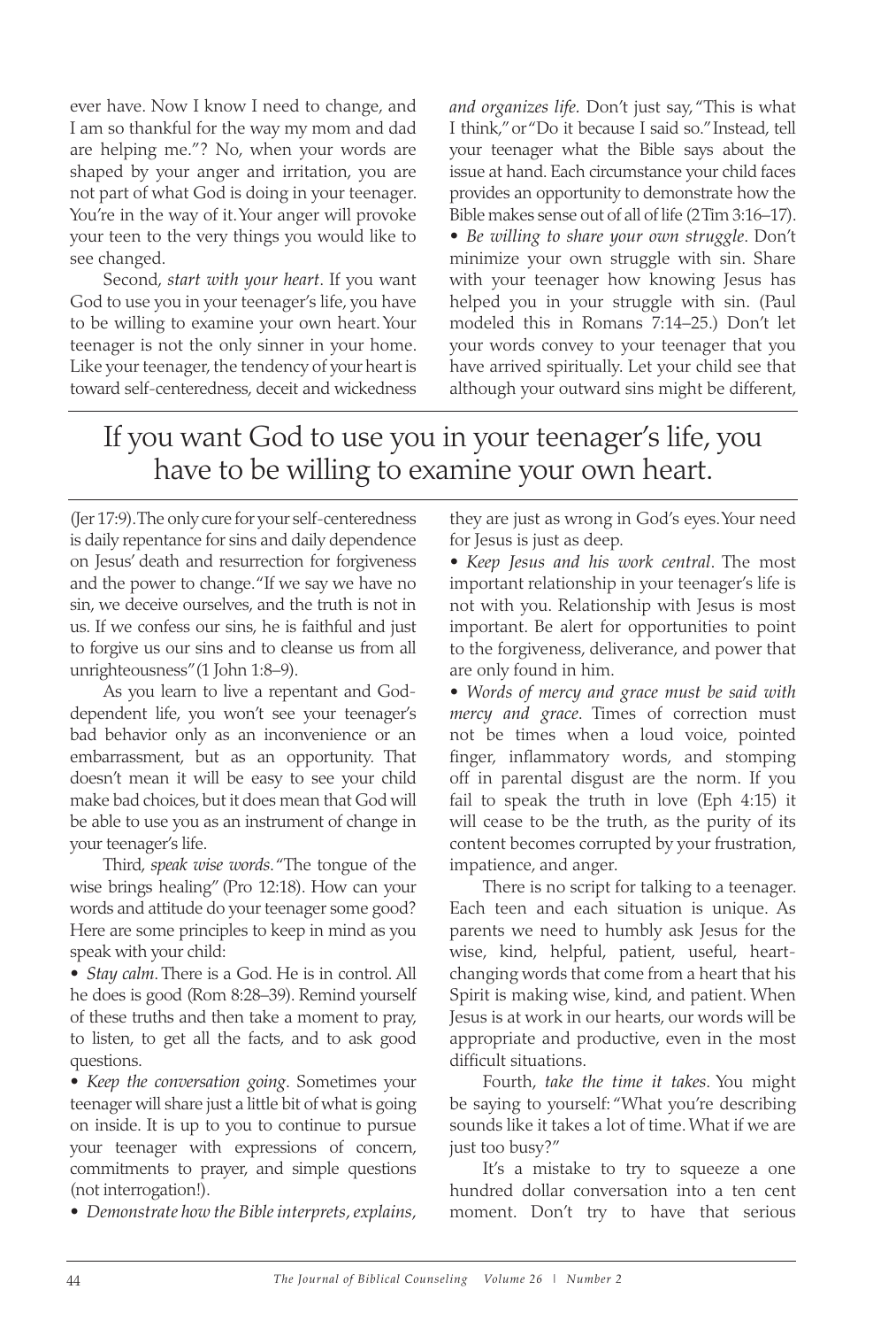ever have. Now I know I need to change, and I am so thankful for the way my mom and dad are helping me."? No, when your words are shaped by your anger and irritation, you are not part of what God is doing in your teenager. You're in the way of it. Your anger will provoke your teen to the very things you would like to see changed.

Second, *start with your heart*. If you want God to use you in your teenager's life, you have to be willing to examine your own heart. Your teenager is not the only sinner in your home. Like your teenager, the tendency of your heart is toward self-centeredness, deceit and wickedness (Jer 17:9). The only cure for your self-centeredness is daily repentance for sins and daily dependence on Jesus' death and resurrection for forgiveness and the power to change. "If we say we have no sin, we deceive ourselves, and the truth is not in us. If we confess our sins, he is faithful and just to forgive us our sins and to cleanse us from all unrighteousness" (1 John 1:8–9).

As you learn to live a repentant and God-dependent life, you won't see your teenager's bad behavior only as an inconvenience or an embarrassment, but as an opportunity. That doesn't mean it will be easy to see your child make bad choices, but it does mean that God will be able to use you as an instrument of change in your teenager's life.

Third, *speak wise words*. "The tongue of the wise brings healing" (Pro 12:18). How can your words and attitude do your teenager some good? Here are some principles to keep in mind as you speak with your child:

- *Stay calm*. There is a God. He is in control. All he does is good (Rom 8:28–39). Remind yourself of these truths and then take a moment to pray, to listen, to get all the facts, and to ask good questions.
- *Keep the conversation going*. Sometimes your teenager will share just a little bit of what is going on inside. It is up to you to continue to pursue your teenager with expressions of concern, commitments to prayer, and simple questions (not interrogation!).
- *Demonstrate how the Bible interprets, explains, and organizes life*. Don't just say, "This is what I think," or "Do it because I said so." Instead, tell your teenager what the Bible says about the issue at hand. Each circumstance your child faces provides an opportunity to demonstrate how the Bible makes sense out of all of life (2 Tim 3:16–17).
- *Be willing to share your own struggle*. Don't minimize your own struggle with sin. Share with your teenager how knowing Jesus has helped you in your struggle with sin. (Paul modeled this in Romans 7:14–25.) Don't let your words convey to your teenager that you have arrived spiritually. Let your child see that although your outward sins might be different, they are just as wrong in God's eyes. Your need for Jesus is just as deep.
- *Keep Jesus and his work central*. The most important relationship in your teenager's life is not with you. Relationship with Jesus is most important. Be alert for opportunities to point to the forgiveness, deliverance, and power that are only found in him.
- *Words of mercy and grace must be said with mercy and grace*. Times of correction must not be times when a loud voice, pointed finger, inflammatory words, and stomping off in parental disgust are the norm. If you fail to speak the truth in love (Eph 4:15) it will cease to be the truth, as the purity of its content becomes corrupted by your frustration, impatience, and anger.

> If you want God to use you in your teenager's life, you have to be willing to examine your own heart.

There is no script for talking to a teenager. Each teen and each situation is unique. As parents we need to humbly ask Jesus for the wise, kind, helpful, patient, useful, heart-changing words that come from a heart that his Spirit is making wise, kind, and patient. When Jesus is at work in our hearts, our words will be appropriate and productive, even in the most difficult situations.

Fourth, *take the time it takes*. You might be saying to yourself: "What you're describing sounds like it takes a lot of time. What if we are just too busy?"

It's a mistake to try to squeeze a one hundred dollar conversation into a ten cent moment. Don't try to have that serious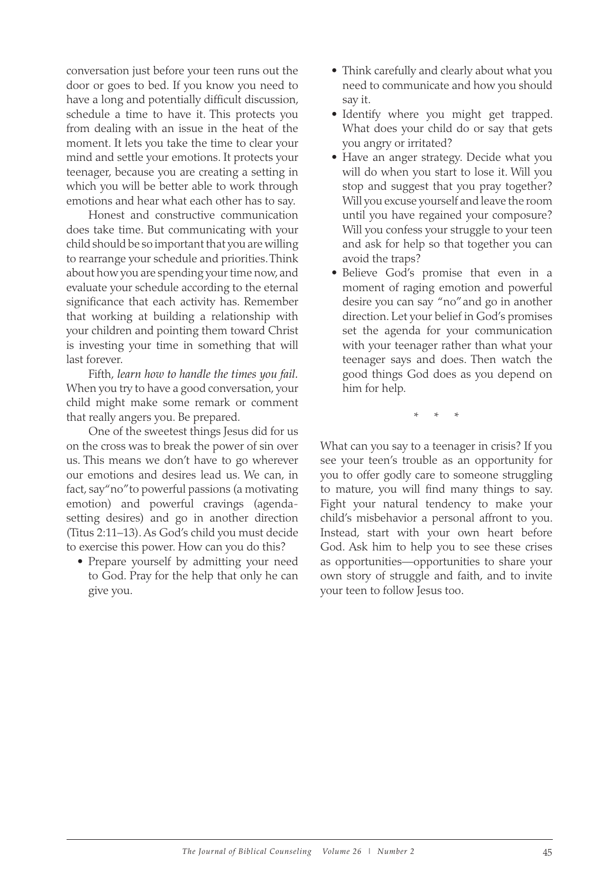conversation just before your teen runs out the door or goes to bed. If you know you need to have a long and potentially difficult discussion, schedule a time to have it. This protects you from dealing with an issue in the heat of the moment. It lets you take the time to clear your mind and settle your emotions. It protects your teenager, because you are creating a setting in which you will be better able to work through emotions and hear what each other has to say.

Honest and constructive communication does take time. But communicating with your child should be so important that you are willing to rearrange your schedule and priorities. Think about how you are spending your time now, and evaluate your schedule according to the eternal significance that each activity has. Remember that working at building a relationship with your children and pointing them toward Christ is investing your time in something that will last forever.

Fifth, *learn how to handle the times you fail.* When you try to have a good conversation, your child might make some remark or comment that really angers you. Be prepared.

One of the sweetest things Jesus did for us on the cross was to break the power of sin over us. This means we don't have to go wherever our emotions and desires lead us. We can, in fact, say "no" to powerful passions (a motivating emotion) and powerful cravings (agenda-setting desires) and go in another direction (Titus 2:11–13). As God's child you must decide to exercise this power. How can you do this?

- Prepare yourself by admitting your need to God. Pray for the help that only he can give you.
- Think carefully and clearly about what you need to communicate and how you should say it.
- Identify where you might get trapped. What does your child do or say that gets you angry or irritated?
- Have an anger strategy. Decide what you will do when you start to lose it. Will you stop and suggest that you pray together? Will you excuse yourself and leave the room until you have regained your composure? Will you confess your struggle to your teen and ask for help so that together you can avoid the traps?
- Believe God's promise that even in a moment of raging emotion and powerful desire you can say "no" and go in another direction. Let your belief in God's promises set the agenda for your communication with your teenager rather than what your teenager says and does. Then watch the good things God does as you depend on him for help.

\* \* \*

What can you say to a teenager in crisis? If you see your teen's trouble as an opportunity for you to offer godly care to someone struggling to mature, you will find many things to say. Fight your natural tendency to make your child's misbehavior a personal affront to you. Instead, start with your own heart before God. Ask him to help you to see these crises as opportunities—opportunities to share your own story of struggle and faith, and to invite your teen to follow Jesus too.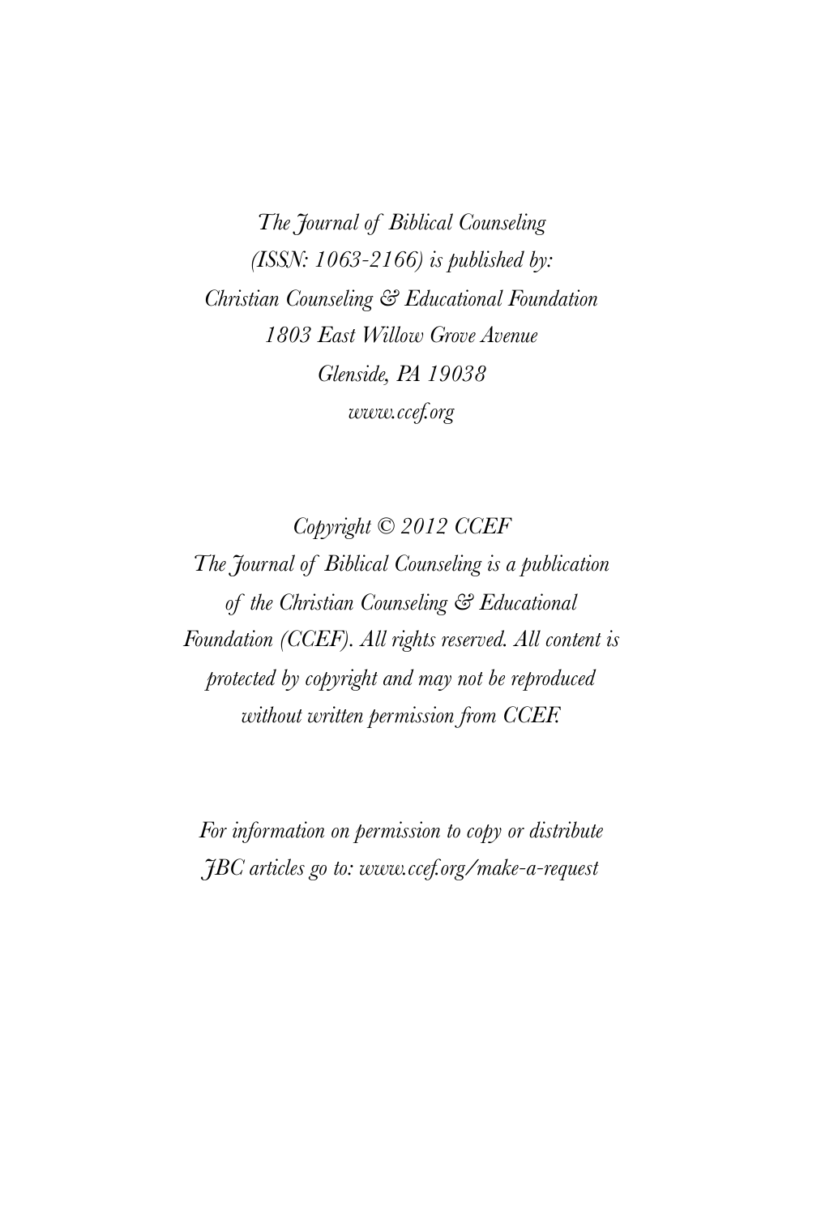*The Journal of Biblical Counseling*
*(ISSN: 1063-2166) is published by:*
*Christian Counseling & Educational Foundation*
*1803 East Willow Grove Avenue*
*Glenside, PA 19038*
*www.ccef.org*

*Copyright © 2012 CCEF*
*The Journal of Biblical Counseling is a publication of the Christian Counseling & Educational Foundation (CCEF). All rights reserved. All content is protected by copyright and may not be reproduced without written permission from CCEF.*

*For information on permission to copy or distribute JBC articles go to: www.ccef.org/make-a-request*